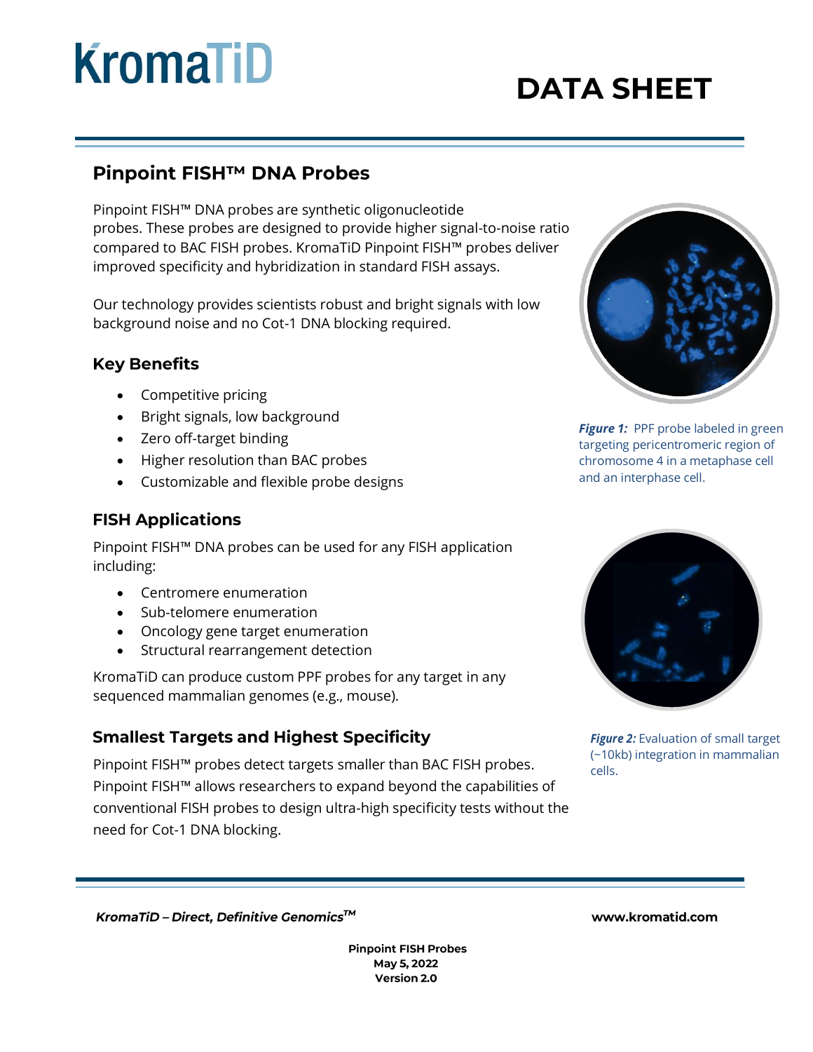# KromaTiD

# DATA SHEET

## Pinpoint FISH™ DNA Probes

Pinpoint FISH™ DNA probes are synthetic oligonucleotide probes. These probes are designed to provide higher signal-to-noise ratio compared to BAC FISH probes. KromaTiD Pinpoint FISH™ probes deliver improved specificity and hybridization in standard FISH assays.

Our technology provides scientists robust and bright signals with low background noise and no Cot-1 DNA blocking required.

### Key Benefits

- Competitive pricing
- Bright signals, low background
- Zero off-target binding
- Higher resolution than BAC probes
- Customizable and flexible probe designs

***Figure 1:*** PPF probe labeled in green targeting pericentromeric region of chromosome 4 in a metaphase cell and an interphase cell.

### FISH Applications

Pinpoint FISH™ DNA probes can be used for any FISH application including:

- Centromere enumeration
- Sub-telomere enumeration
- Oncology gene target enumeration
- Structural rearrangement detection

KromaTiD can produce custom PPF probes for any target in any sequenced mammalian genomes (e.g., mouse).

***Figure 2:*** Evaluation of small target (~10kb) integration in mammalian cells.

### Smallest Targets and Highest Specificity

Pinpoint FISH™ probes detect targets smaller than BAC FISH probes. Pinpoint FISH™ allows researchers to expand beyond the capabilities of conventional FISH probes to design ultra-high specificity tests without the need for Cot-1 DNA blocking.

*KromaTiD – Direct, Definitive Genomics™*

**www.kromatid.com**

**Pinpoint FISH Probes**
**May 5, 2022**
**Version 2.0**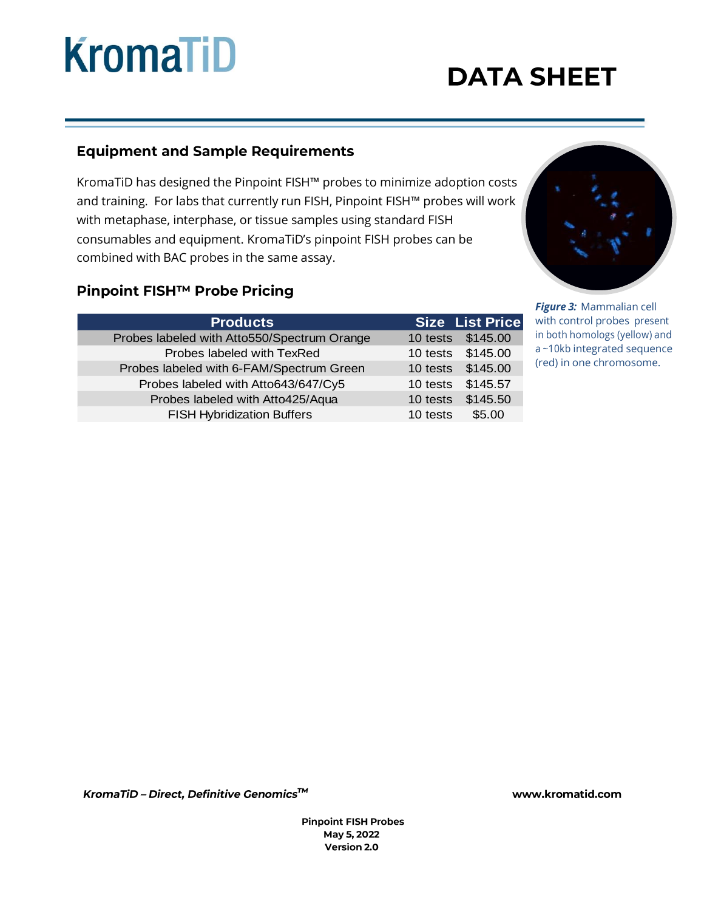## Equipment and Sample Requirements

KromaTiD has designed the Pinpoint FISH™ probes to minimize adoption costs and training. For labs that currently run FISH, Pinpoint FISH™ probes will work with metaphase, interphase, or tissue samples using standard FISH consumables and equipment. KromaTiD's pinpoint FISH probes can be combined with BAC probes in the same assay.

***Figure 3:*** Mammalian cell with control probes present in both homologs (yellow) and a ~10kb integrated sequence (red) in one chromosome.

## Pinpoint FISH™ Probe Pricing

| Products | Size | List Price |
| --- | --- | --- |
| Probes labeled with Atto550/Spectrum Orange | 10 tests | $145.00 |
| Probes labeled with TexRed | 10 tests | $145.00 |
| Probes labeled with 6-FAM/Spectrum Green | 10 tests | $145.00 |
| Probes labeled with Atto643/647/Cy5 | 10 tests | $145.57 |
| Probes labeled with Atto425/Aqua | 10 tests | $145.50 |
| FISH Hybridization Buffers | 10 tests | $5.00 |

***KromaTiD – Direct, Definitive Genomics™***

**www.kromatid.com**

**Pinpoint FISH Probes**
**May 5, 2022**
**Version 2.0**